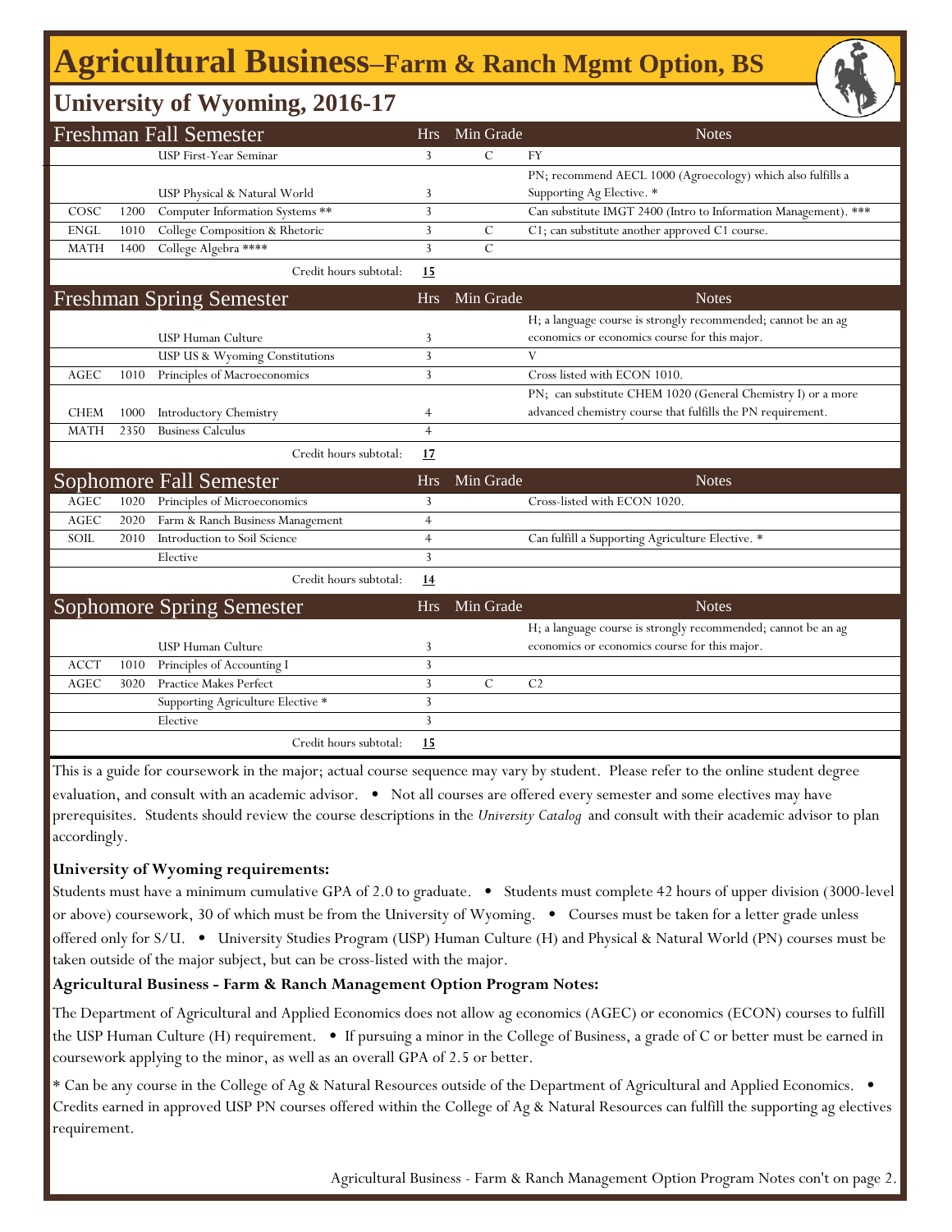# Agricultural Business–Farm & Ranch Mgmt Option, BS

## University of Wyoming, 2016-17

| Freshman Fall Semester | | | Hrs | Min Grade | Notes |
|---|---|---|---|---|---|
| | | USP First-Year Seminar | 3 | C | FY |
| | | USP Physical & Natural World | 3 | | PN; recommend AECL 1000 (Agroecology) which also fulfills a Supporting Ag Elective. * |
| COSC | 1200 | Computer Information Systems ** | 3 | | Can substitute IMGT 2400 (Intro to Information Management). *** |
| ENGL | 1010 | College Composition & Rhetoric | 3 | C | C1; can substitute another approved C1 course. |
| MATH | 1400 | College Algebra **** | 3 | C | |
| | | Credit hours subtotal: | **15** | | |

| Freshman Spring Semester | | | Hrs | Min Grade | Notes |
|---|---|---|---|---|---|
| | | USP Human Culture | 3 | | H; a language course is strongly recommended; cannot be an ag economics or economics course for this major. |
| | | USP US & Wyoming Constitutions | 3 | | V |
| AGEC | 1010 | Principles of Macroeconomics | 3 | | Cross listed with ECON 1010. |
| CHEM | 1000 | Introductory Chemistry | 4 | | PN; can substitute CHEM 1020 (General Chemistry I) or a more advanced chemistry course that fulfills the PN requirement. |
| MATH | 2350 | Business Calculus | 4 | | |
| | | Credit hours subtotal: | **17** | | |

| Sophomore Fall Semester | | | Hrs | Min Grade | Notes |
|---|---|---|---|---|---|
| AGEC | 1020 | Principles of Microeconomics | 3 | | Cross-listed with ECON 1020. |
| AGEC | 2020 | Farm & Ranch Business Management | 4 | | |
| SOIL | 2010 | Introduction to Soil Science | 4 | | Can fulfill a Supporting Agriculture Elective. * |
| | | Elective | 3 | | |
| | | Credit hours subtotal: | **14** | | |

| Sophomore Spring Semester | | | Hrs | Min Grade | Notes |
|---|---|---|---|---|---|
| | | USP Human Culture | 3 | | H; a language course is strongly recommended; cannot be an ag economics or economics course for this major. |
| ACCT | 1010 | Principles of Accounting I | 3 | | |
| AGEC | 3020 | Practice Makes Perfect | 3 | C | C2 |
| | | Supporting Agriculture Elective * | 3 | | |
| | | Elective | 3 | | |
| | | Credit hours subtotal: | **15** | | |

This is a guide for coursework in the major; actual course sequence may vary by student. Please refer to the online student degree evaluation, and consult with an academic advisor. • Not all courses are offered every semester and some electives may have prerequisites. Students should review the course descriptions in the *University Catalog* and consult with their academic advisor to plan accordingly.

**University of Wyoming requirements:**

Students must have a minimum cumulative GPA of 2.0 to graduate. • Students must complete 42 hours of upper division (3000-level or above) coursework, 30 of which must be from the University of Wyoming. • Courses must be taken for a letter grade unless offered only for S/U. • University Studies Program (USP) Human Culture (H) and Physical & Natural World (PN) courses must be taken outside of the major subject, but can be cross-listed with the major.

**Agricultural Business - Farm & Ranch Management Option Program Notes:**

The Department of Agricultural and Applied Economics does not allow ag economics (AGEC) or economics (ECON) courses to fulfill the USP Human Culture (H) requirement. • If pursuing a minor in the College of Business, a grade of C or better must be earned in coursework applying to the minor, as well as an overall GPA of 2.5 or better.

* Can be any course in the College of Ag & Natural Resources outside of the Department of Agricultural and Applied Economics. • Credits earned in approved USP PN courses offered within the College of Ag & Natural Resources can fulfill the supporting ag electives requirement.

Agricultural Business - Farm & Ranch Management Option Program Notes con't on page 2.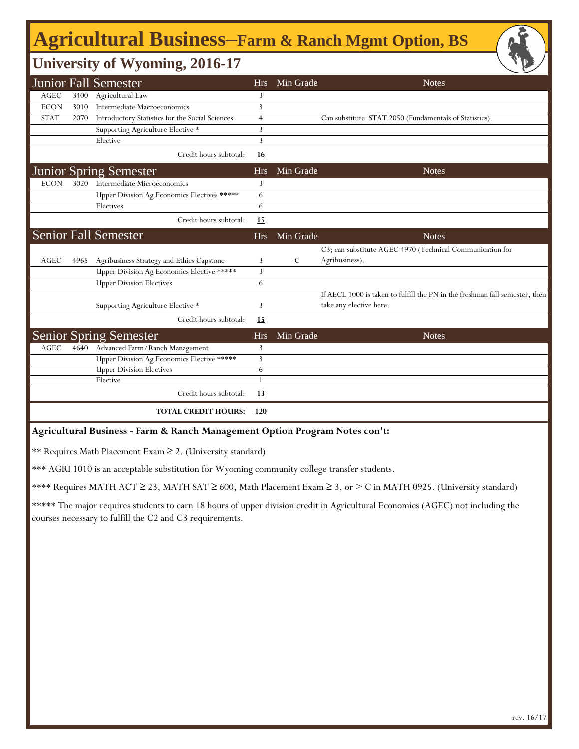# Agricultural Business–Farm & Ranch Mgmt Option, BS

## University of Wyoming, 2016-17

| Junior Fall Semester | | | Hrs | Min Grade | Notes |
|---|---|---|---|---|---|
| AGEC | 3400 | Agricultural Law | 3 | | |
| ECON | 3010 | Intermediate Macroeconomics | 3 | | |
| STAT | 2070 | Introductory Statistics for the Social Sciences | 4 | | Can substitute STAT 2050 (Fundamentals of Statistics). |
| | | Supporting Agriculture Elective * | 3 | | |
| | | Elective | 3 | | |
| | | Credit hours subtotal: | **16** | | |

| Junior Spring Semester | | | Hrs | Min Grade | Notes |
|---|---|---|---|---|---|
| ECON | 3020 | Intermediate Microeconomics | 3 | | |
| | | Upper Division Ag Economics Electives ***** | 6 | | |
| | | Electives | 6 | | |
| | | Credit hours subtotal: | **15** | | |

| Senior Fall Semester | | | Hrs | Min Grade | Notes |
|---|---|---|---|---|---|
| AGEC | 4965 | Agribusiness Strategy and Ethics Capstone | 3 | C | C3; can substitute AGEC 4970 (Technical Communication for Agribusiness). |
| | | Upper Division Ag Economics Elective ***** | 3 | | |
| | | Upper Division Electives | 6 | | |
| | | Supporting Agriculture Elective * | 3 | | If AECL 1000 is taken to fulfill the PN in the freshman fall semester, then take any elective here. |
| | | Credit hours subtotal: | **15** | | |

| Senior Spring Semester | | | Hrs | Min Grade | Notes |
|---|---|---|---|---|---|
| AGEC | 4640 | Advanced Farm/Ranch Management | 3 | | |
| | | Upper Division Ag Economics Elective ***** | 3 | | |
| | | Upper Division Electives | 6 | | |
| | | Elective | 1 | | |
| | | Credit hours subtotal: | **13** | | |
| | | **TOTAL CREDIT HOURS:** | **120** | | |

**Agricultural Business - Farm & Ranch Management Option Program Notes con't:**

** Requires Math Placement Exam ≥ 2. (University standard)

*** AGRI 1010 is an acceptable substitution for Wyoming community college transfer students.

**** Requires MATH ACT ≥ 23, MATH SAT ≥ 600, Math Placement Exam ≥ 3, or > C in MATH 0925. (University standard)

***** The major requires students to earn 18 hours of upper division credit in Agricultural Economics (AGEC) not including the courses necessary to fulfill the C2 and C3 requirements.

rev. 16/17